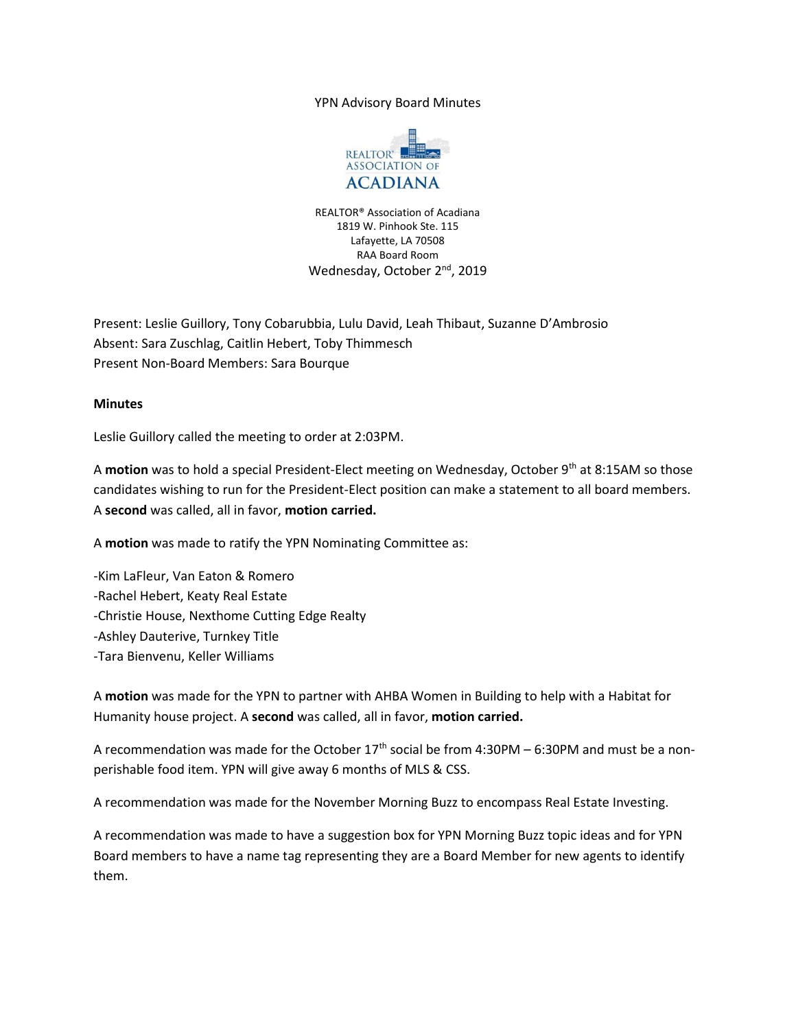YPN Advisory Board Minutes

REALTOR® Association of Acadiana
1819 W. Pinhook Ste. 115
Lafayette, LA 70508
RAA Board Room
Wednesday, October 2nd, 2019

Present: Leslie Guillory, Tony Cobarubbia, Lulu David, Leah Thibaut, Suzanne D'Ambrosio
Absent: Sara Zuschlag, Caitlin Hebert, Toby Thimmesch
Present Non-Board Members: Sara Bourque

**Minutes**

Leslie Guillory called the meeting to order at 2:03PM.

A **motion** was to hold a special President-Elect meeting on Wednesday, October 9th at 8:15AM so those candidates wishing to run for the President-Elect position can make a statement to all board members. A **second** was called, all in favor, **motion carried.**

A **motion** was made to ratify the YPN Nominating Committee as:

-Kim LaFleur, Van Eaton & Romero
-Rachel Hebert, Keaty Real Estate
-Christie House, Nexthome Cutting Edge Realty
-Ashley Dauterive, Turnkey Title
-Tara Bienvenu, Keller Williams

A **motion** was made for the YPN to partner with AHBA Women in Building to help with a Habitat for Humanity house project. A **second** was called, all in favor, **motion carried.**

A recommendation was made for the October 17th social be from 4:30PM – 6:30PM and must be a non-perishable food item. YPN will give away 6 months of MLS & CSS.

A recommendation was made for the November Morning Buzz to encompass Real Estate Investing.

A recommendation was made to have a suggestion box for YPN Morning Buzz topic ideas and for YPN Board members to have a name tag representing they are a Board Member for new agents to identify them.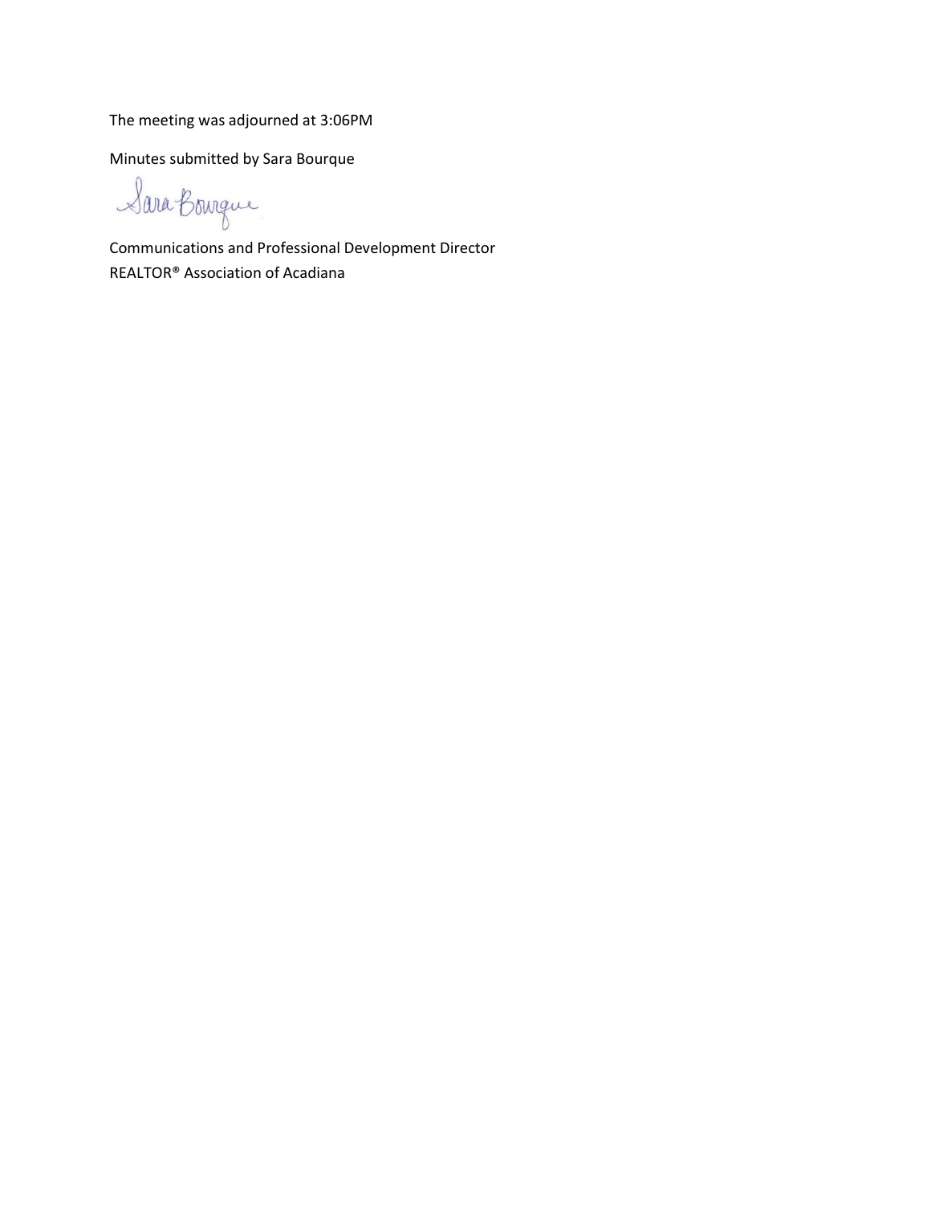The meeting was adjourned at 3:06PM

Minutes submitted by Sara Bourque

Sara Bourque

Communications and Professional Development Director
REALTOR® Association of Acadiana